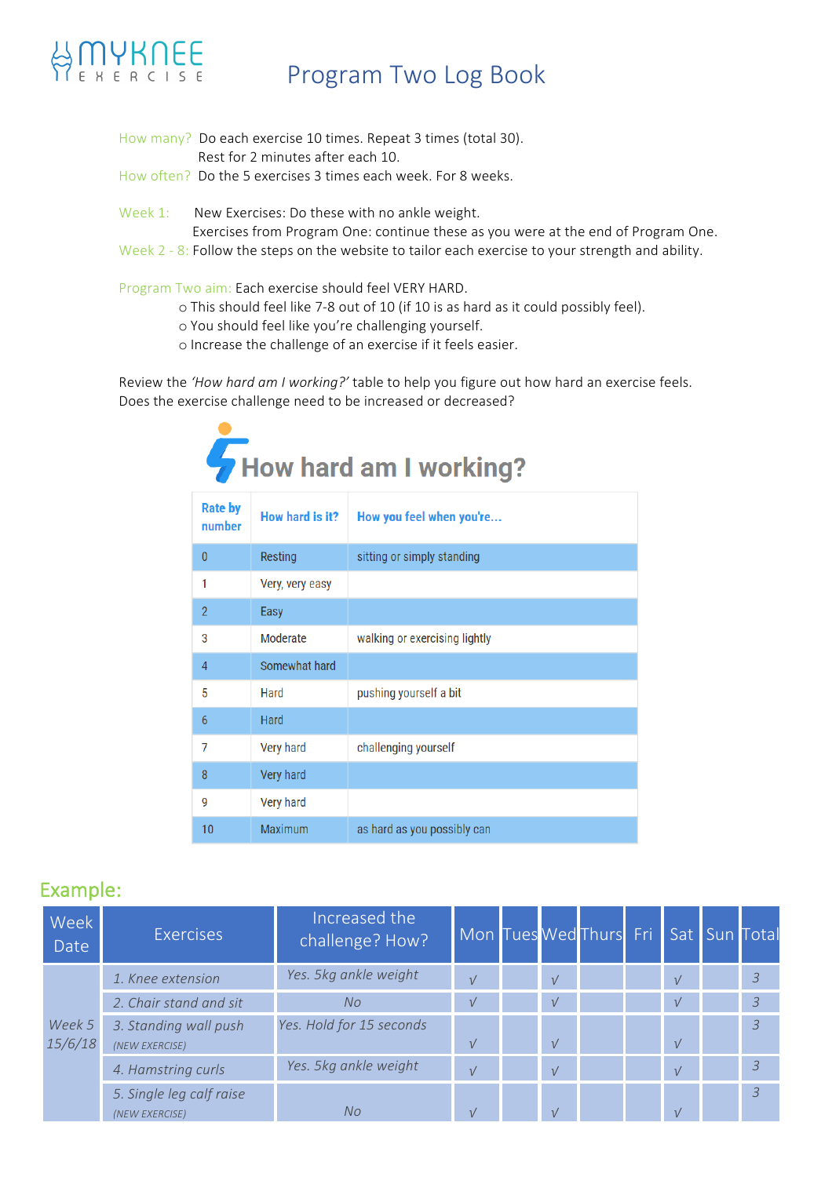MYKNEE EXERCISE

# Program Two Log Book

How many? Do each exercise 10 times. Repeat 3 times (total 30).
Rest for 2 minutes after each 10.
How often? Do the 5 exercises 3 times each week. For 8 weeks.

Week 1: New Exercises: Do these with no ankle weight.
Exercises from Program One: continue these as you were at the end of Program One.
Week 2 - 8: Follow the steps on the website to tailor each exercise to your strength and ability.

Program Two aim: Each exercise should feel VERY HARD.

- This should feel like 7-8 out of 10 (if 10 is as hard as it could possibly feel).
- You should feel like you're challenging yourself.
- Increase the challenge of an exercise if it feels easier.

Review the *'How hard am I working?'* table to help you figure out how hard an exercise feels.
Does the exercise challenge need to be increased or decreased?

## How hard am I working?

| Rate by number | How hard is it? | How you feel when you're... |
|---|---|---|
| 0 | Resting | sitting or simply standing |
| 1 | Very, very easy | |
| 2 | Easy | |
| 3 | Moderate | walking or exercising lightly |
| 4 | Somewhat hard | |
| 5 | Hard | pushing yourself a bit |
| 6 | Hard | |
| 7 | Very hard | challenging yourself |
| 8 | Very hard | |
| 9 | Very hard | |
| 10 | Maximum | as hard as you possibly can |

## Example:

| Week Date | Exercises | Increased the challenge? How? | Mon | Tues | Wed | Thurs | Fri | Sat | Sun | Total |
|---|---|---|---|---|---|---|---|---|---|---|
| Week 5 15/6/18 | *1. Knee extension* | *Yes. 5kg ankle weight* | √ | | √ | | | √ | | 3 |
| | *2. Chair stand and sit* | *No* | √ | | √ | | | √ | | 3 |
| | *3. Standing wall push* (NEW EXERCISE) | *Yes. Hold for 15 seconds* | √ | | √ | | | √ | | 3 |
| | *4. Hamstring curls* | *Yes. 5kg ankle weight* | √ | | √ | | | √ | | 3 |
| | *5. Single leg calf raise* (NEW EXERCISE) | *No* | √ | | √ | | | √ | | 3 |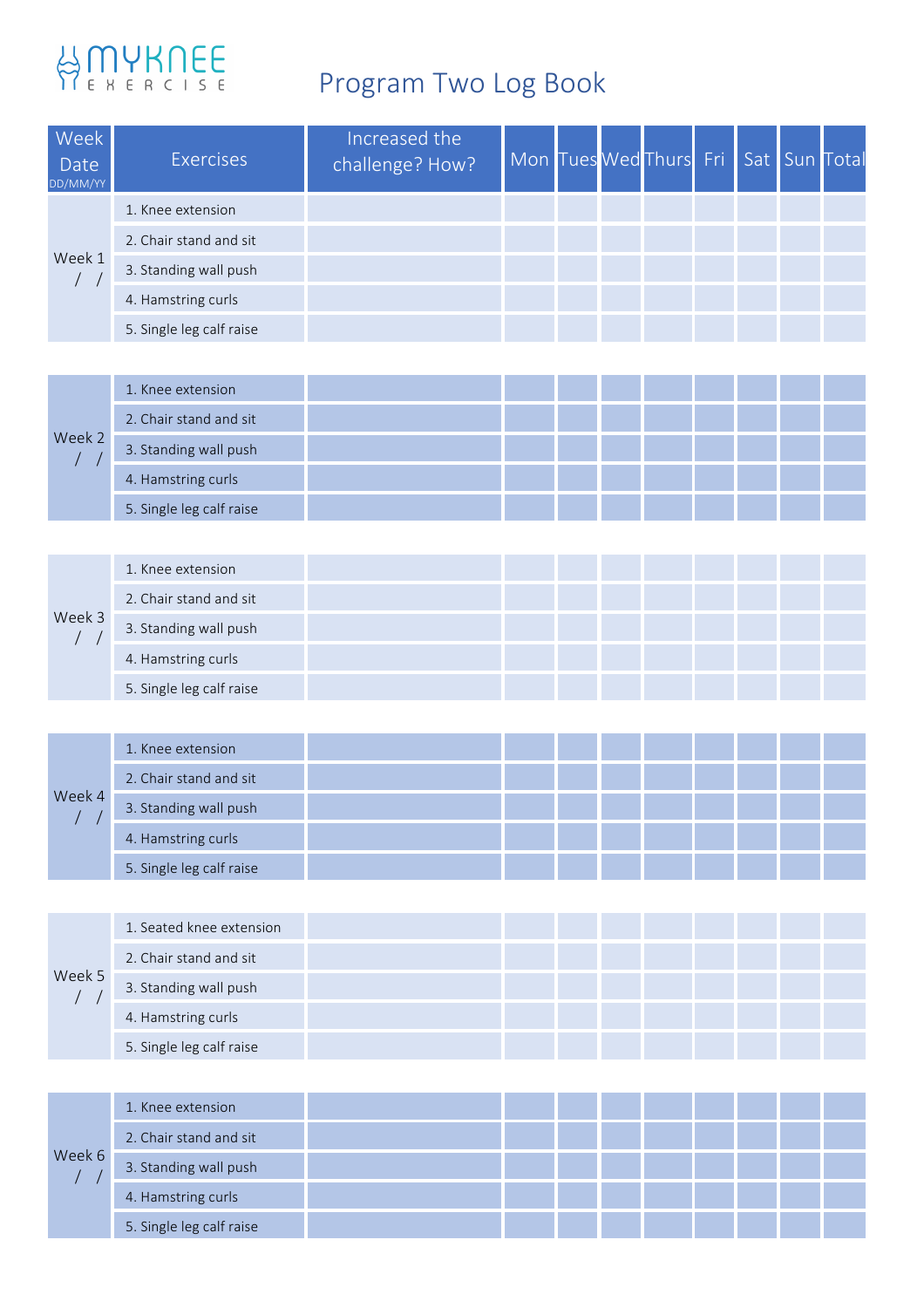MYKNEE EXERCISE

# Program Two Log Book

| Week Date DD/MM/YY | Exercises | Increased the challenge? How? | Mon | Tues | Wed | Thurs | Fri | Sat | Sun | Total |
|---|---|---|---|---|---|---|---|---|---|---|
| Week 1 / / | 1. Knee extension | | | | | | | | | |
| | 2. Chair stand and sit | | | | | | | | | |
| | 3. Standing wall push | | | | | | | | | |
| | 4. Hamstring curls | | | | | | | | | |
| | 5. Single leg calf raise | | | | | | | | | |
| Week 2 / / | 1. Knee extension | | | | | | | | | |
| | 2. Chair stand and sit | | | | | | | | | |
| | 3. Standing wall push | | | | | | | | | |
| | 4. Hamstring curls | | | | | | | | | |
| | 5. Single leg calf raise | | | | | | | | | |
| Week 3 / / | 1. Knee extension | | | | | | | | | |
| | 2. Chair stand and sit | | | | | | | | | |
| | 3. Standing wall push | | | | | | | | | |
| | 4. Hamstring curls | | | | | | | | | |
| | 5. Single leg calf raise | | | | | | | | | |
| Week 4 / / | 1. Knee extension | | | | | | | | | |
| | 2. Chair stand and sit | | | | | | | | | |
| | 3. Standing wall push | | | | | | | | | |
| | 4. Hamstring curls | | | | | | | | | |
| | 5. Single leg calf raise | | | | | | | | | |
| Week 5 / / | 1. Seated knee extension | | | | | | | | | |
| | 2. Chair stand and sit | | | | | | | | | |
| | 3. Standing wall push | | | | | | | | | |
| | 4. Hamstring curls | | | | | | | | | |
| | 5. Single leg calf raise | | | | | | | | | |
| Week 6 / / | 1. Knee extension | | | | | | | | | |
| | 2. Chair stand and sit | | | | | | | | | |
| | 3. Standing wall push | | | | | | | | | |
| | 4. Hamstring curls | | | | | | | | | |
| | 5. Single leg calf raise | | | | | | | | | |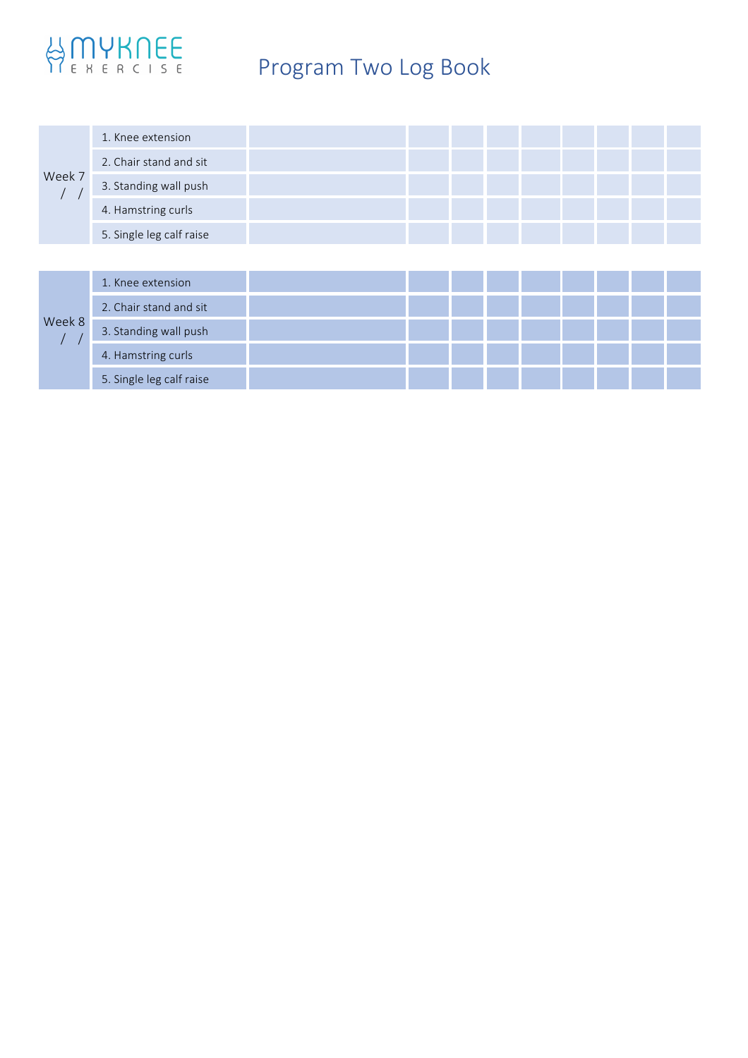# Program Two Log Book

| | | | | | | | | | | |
|---|---|---|---|---|---|---|---|---|---|---|
| Week 7<br>/ / | 1. Knee extension | | | | | | | | | |
| | 2. Chair stand and sit | | | | | | | | | |
| | 3. Standing wall push | | | | | | | | | |
| | 4. Hamstring curls | | | | | | | | | |
| | 5. Single leg calf raise | | | | | | | | | |

| | | | | | | | | | | |
|---|---|---|---|---|---|---|---|---|---|---|
| Week 8<br>/ / | 1. Knee extension | | | | | | | | | |
| | 2. Chair stand and sit | | | | | | | | | |
| | 3. Standing wall push | | | | | | | | | |
| | 4. Hamstring curls | | | | | | | | | |
| | 5. Single leg calf raise | | | | | | | | | |